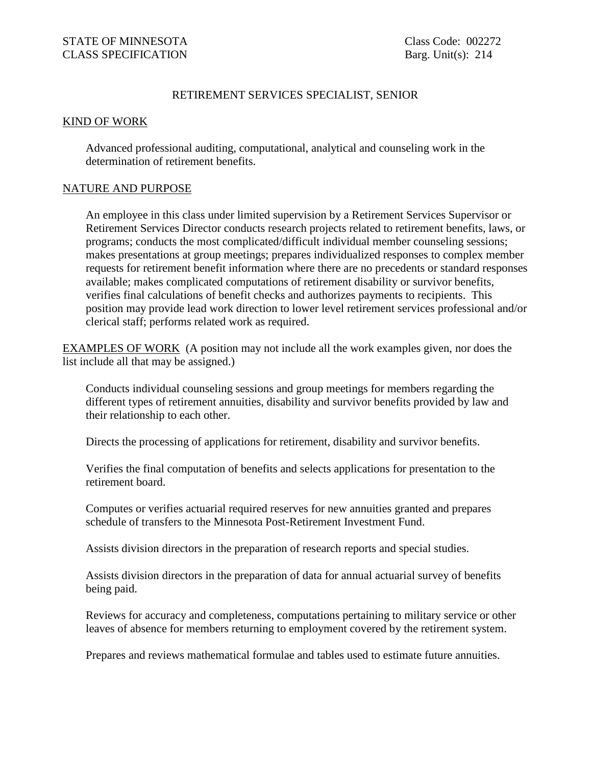STATE OF MINNESOTA
CLASS SPECIFICATION

Class Code: 002272
Barg. Unit(s): 214

# RETIREMENT SERVICES SPECIALIST, SENIOR

## KIND OF WORK

Advanced professional auditing, computational, analytical and counseling work in the determination of retirement benefits.

## NATURE AND PURPOSE

An employee in this class under limited supervision by a Retirement Services Supervisor or Retirement Services Director conducts research projects related to retirement benefits, laws, or programs; conducts the most complicated/difficult individual member counseling sessions; makes presentations at group meetings; prepares individualized responses to complex member requests for retirement benefit information where there are no precedents or standard responses available; makes complicated computations of retirement disability or survivor benefits, verifies final calculations of benefit checks and authorizes payments to recipients. This position may provide lead work direction to lower level retirement services professional and/or clerical staff; performs related work as required.

## EXAMPLES OF WORK

(A position may not include all the work examples given, nor does the list include all that may be assigned.)

Conducts individual counseling sessions and group meetings for members regarding the different types of retirement annuities, disability and survivor benefits provided by law and their relationship to each other.

Directs the processing of applications for retirement, disability and survivor benefits.

Verifies the final computation of benefits and selects applications for presentation to the retirement board.

Computes or verifies actuarial required reserves for new annuities granted and prepares schedule of transfers to the Minnesota Post-Retirement Investment Fund.

Assists division directors in the preparation of research reports and special studies.

Assists division directors in the preparation of data for annual actuarial survey of benefits being paid.

Reviews for accuracy and completeness, computations pertaining to military service or other leaves of absence for members returning to employment covered by the retirement system.

Prepares and reviews mathematical formulae and tables used to estimate future annuities.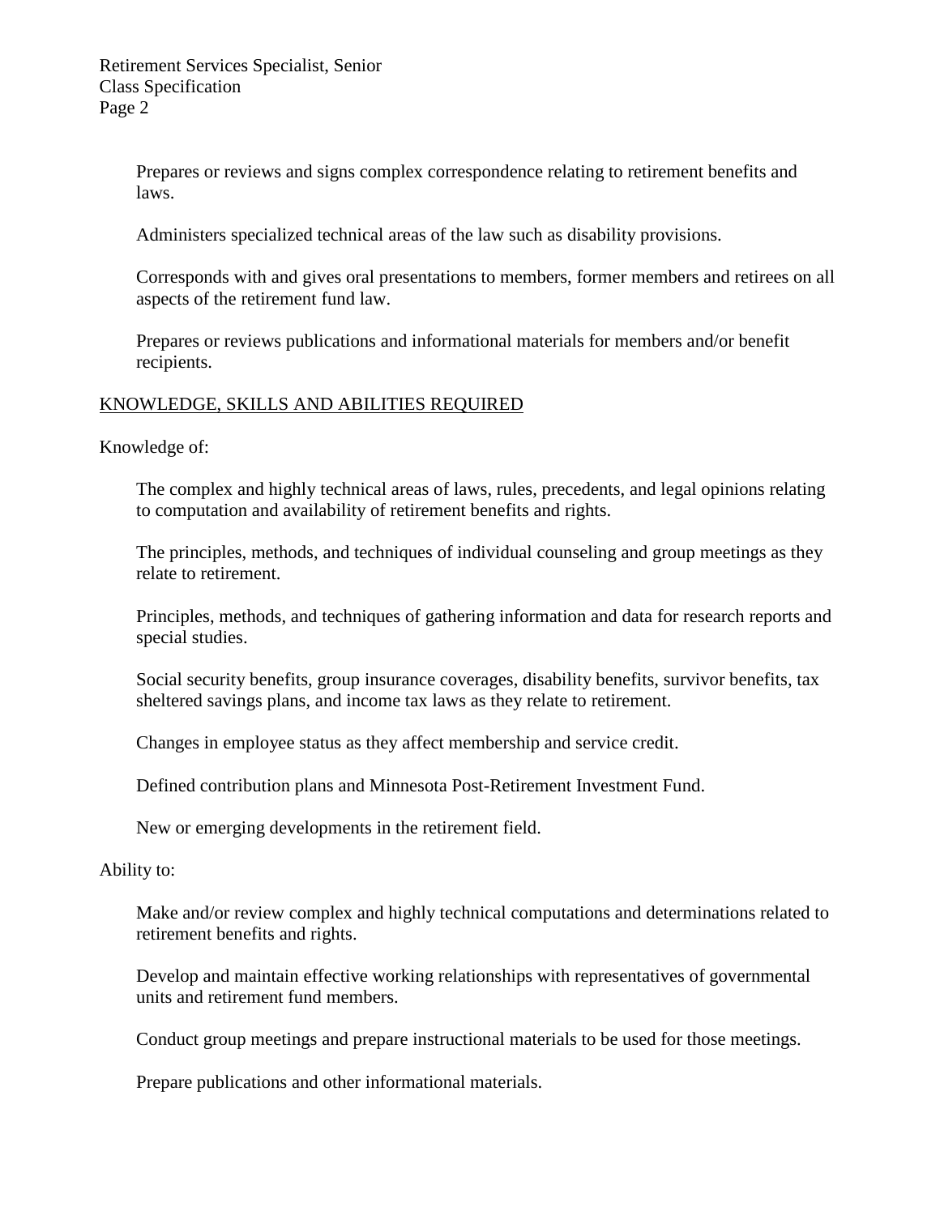Prepares or reviews and signs complex correspondence relating to retirement benefits and laws.

Administers specialized technical areas of the law such as disability provisions.

Corresponds with and gives oral presentations to members, former members and retirees on all aspects of the retirement fund law.

Prepares or reviews publications and informational materials for members and/or benefit recipients.

## KNOWLEDGE, SKILLS AND ABILITIES REQUIRED

Knowledge of:

The complex and highly technical areas of laws, rules, precedents, and legal opinions relating to computation and availability of retirement benefits and rights.

The principles, methods, and techniques of individual counseling and group meetings as they relate to retirement.

Principles, methods, and techniques of gathering information and data for research reports and special studies.

Social security benefits, group insurance coverages, disability benefits, survivor benefits, tax sheltered savings plans, and income tax laws as they relate to retirement.

Changes in employee status as they affect membership and service credit.

Defined contribution plans and Minnesota Post-Retirement Investment Fund.

New or emerging developments in the retirement field.

Ability to:

Make and/or review complex and highly technical computations and determinations related to retirement benefits and rights.

Develop and maintain effective working relationships with representatives of governmental units and retirement fund members.

Conduct group meetings and prepare instructional materials to be used for those meetings.

Prepare publications and other informational materials.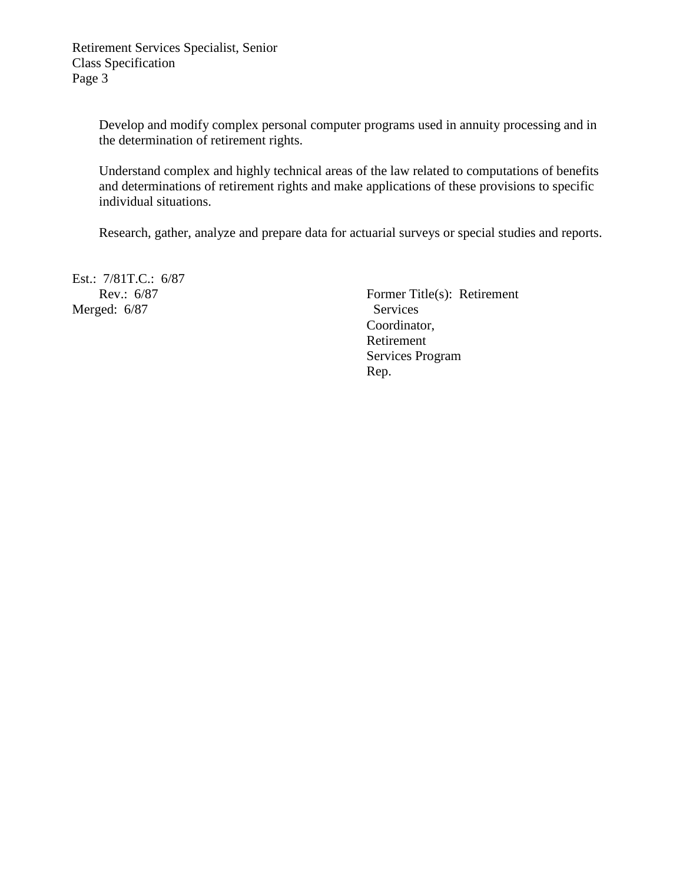Develop and modify complex personal computer programs used in annuity processing and in the determination of retirement rights.

Understand complex and highly technical areas of the law related to computations of benefits and determinations of retirement rights and make applications of these provisions to specific individual situations.

Research, gather, analyze and prepare data for actuarial surveys or special studies and reports.

Est.: 7/81T.C.: 6/87
Rev.: 6/87
Merged: 6/87

Former Title(s): Retirement Services Coordinator, Retirement Services Program Rep.